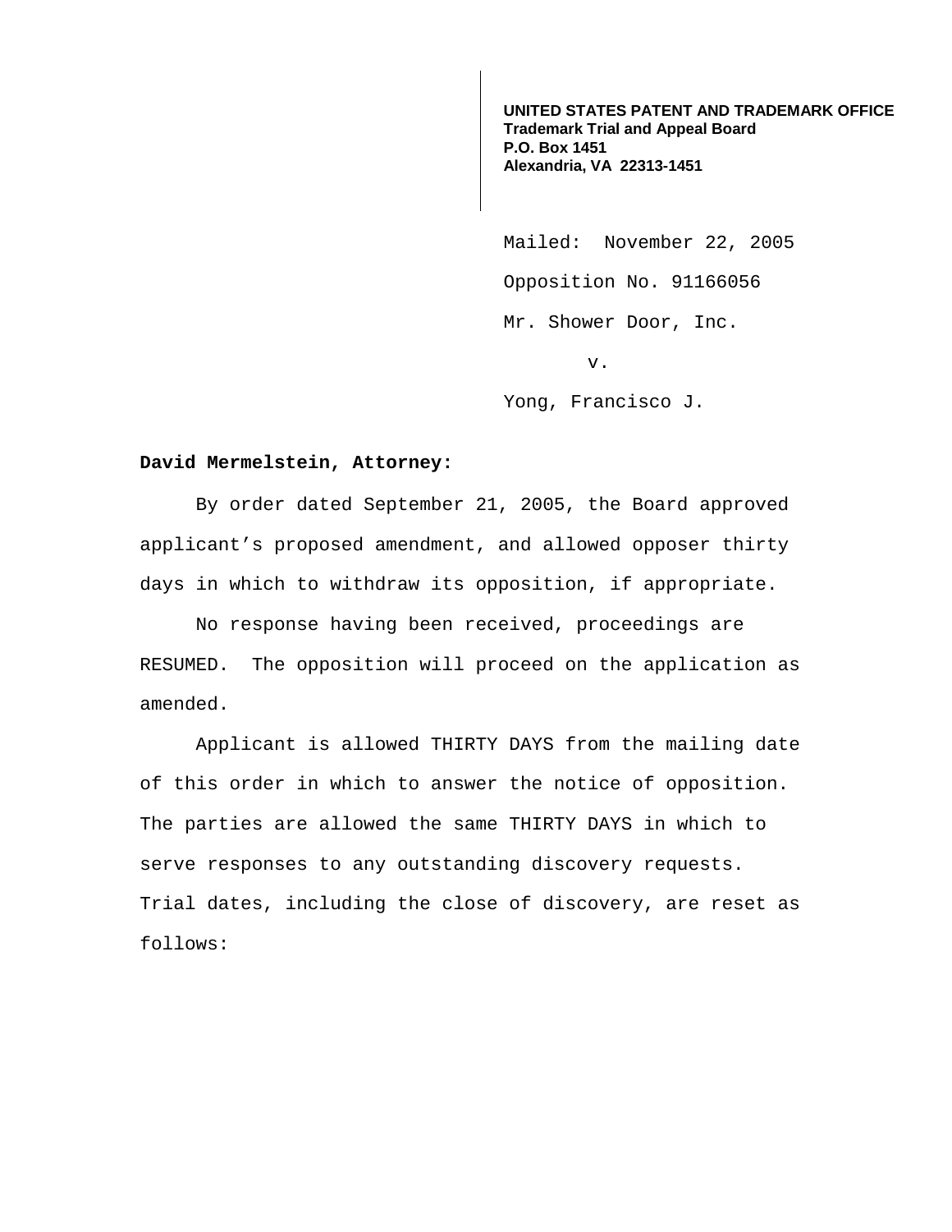**UNITED STATES PATENT AND TRADEMARK OFFICE**
**Trademark Trial and Appeal Board**
**P.O. Box 1451**
**Alexandria, VA 22313-1451**

Mailed: November 22, 2005

Opposition No. 91166056

Mr. Shower Door, Inc.

v.

Yong, Francisco J.

**David Mermelstein, Attorney:**

By order dated September 21, 2005, the Board approved applicant's proposed amendment, and allowed opposer thirty days in which to withdraw its opposition, if appropriate.

No response having been received, proceedings are RESUMED. The opposition will proceed on the application as amended.

Applicant is allowed THIRTY DAYS from the mailing date of this order in which to answer the notice of opposition. The parties are allowed the same THIRTY DAYS in which to serve responses to any outstanding discovery requests. Trial dates, including the close of discovery, are reset as follows: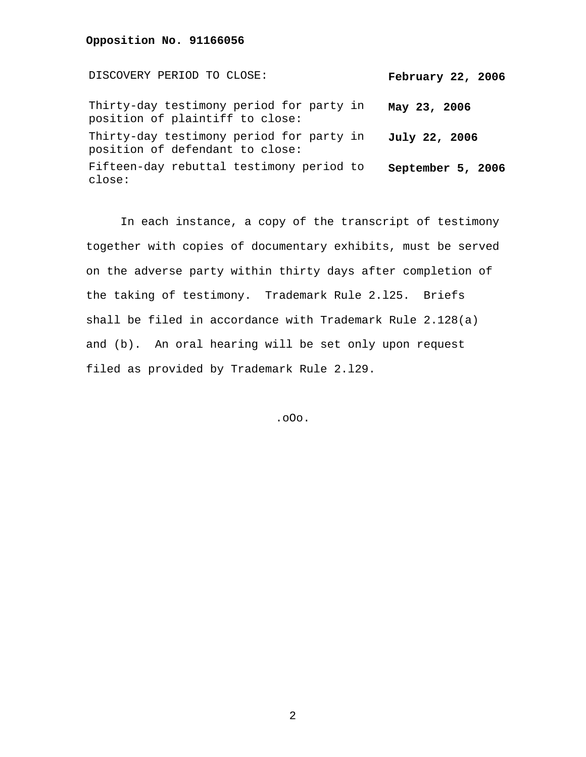**Opposition No. 91166056**

| | |
|---|---|
| DISCOVERY PERIOD TO CLOSE: | **February 22, 2006** |
| Thirty-day testimony period for party in position of plaintiff to close: | **May 23, 2006** |
| Thirty-day testimony period for party in position of defendant to close: | **July 22, 2006** |
| Fifteen-day rebuttal testimony period to close: | **September 5, 2006** |

In each instance, a copy of the transcript of testimony together with copies of documentary exhibits, must be served on the adverse party within thirty days after completion of the taking of testimony. Trademark Rule 2.l25. Briefs shall be filed in accordance with Trademark Rule 2.128(a) and (b). An oral hearing will be set only upon request filed as provided by Trademark Rule 2.l29.

.oOo.